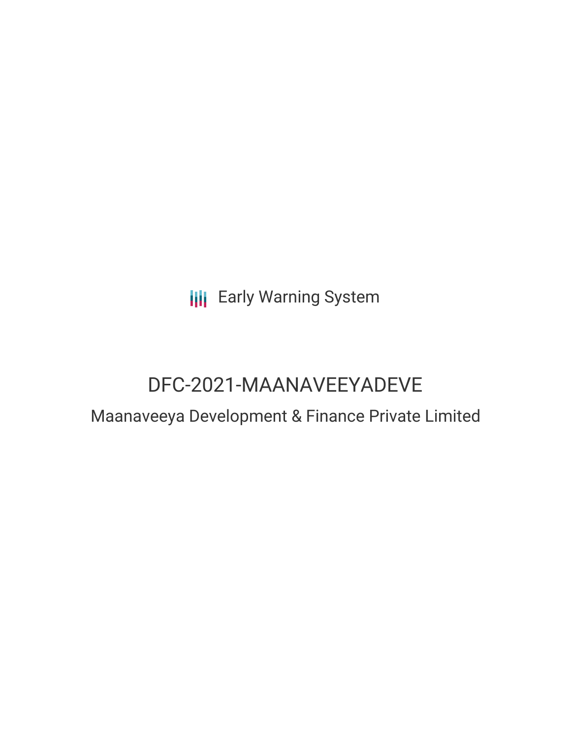Early Warning System

# DFC-2021-MAANAVEEYADEVE

## Maanaveeya Development & Finance Private Limited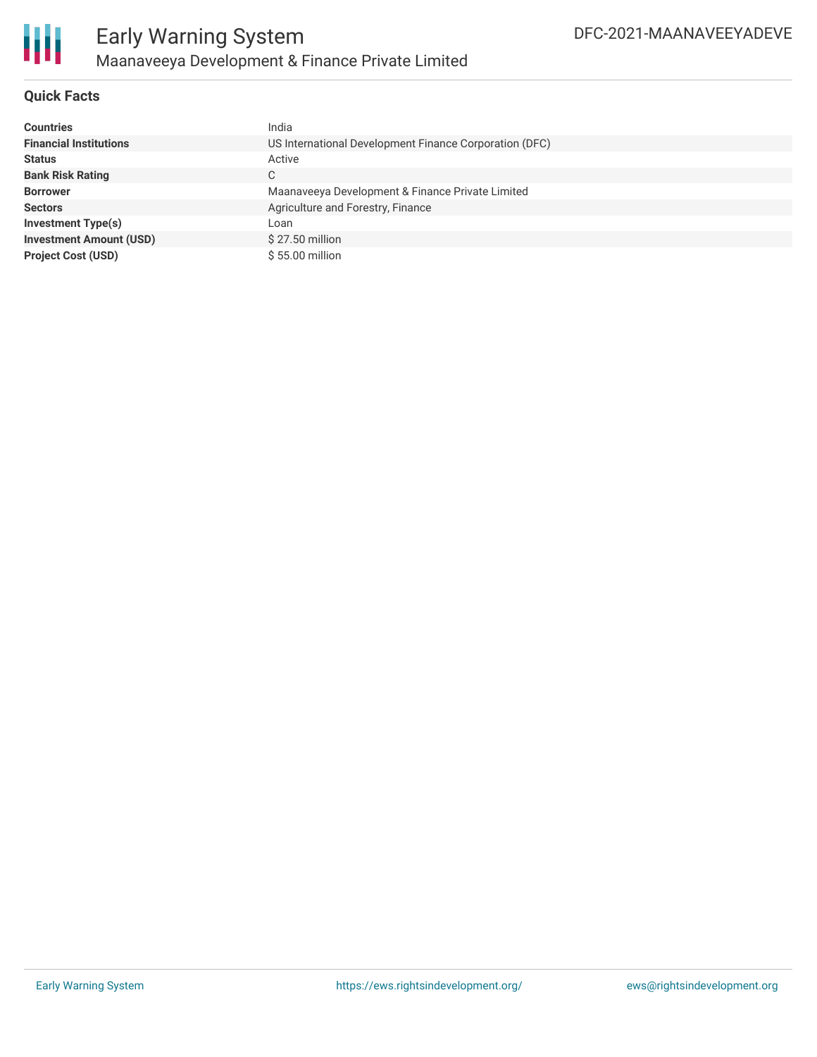## Quick Facts

| | |
|---|---|
| **Countries** | India |
| **Financial Institutions** | US International Development Finance Corporation (DFC) |
| **Status** | Active |
| **Bank Risk Rating** | C |
| **Borrower** | Maanaveeya Development & Finance Private Limited |
| **Sectors** | Agriculture and Forestry, Finance |
| **Investment Type(s)** | Loan |
| **Investment Amount (USD)** | $ 27.50 million |
| **Project Cost (USD)** | $ 55.00 million |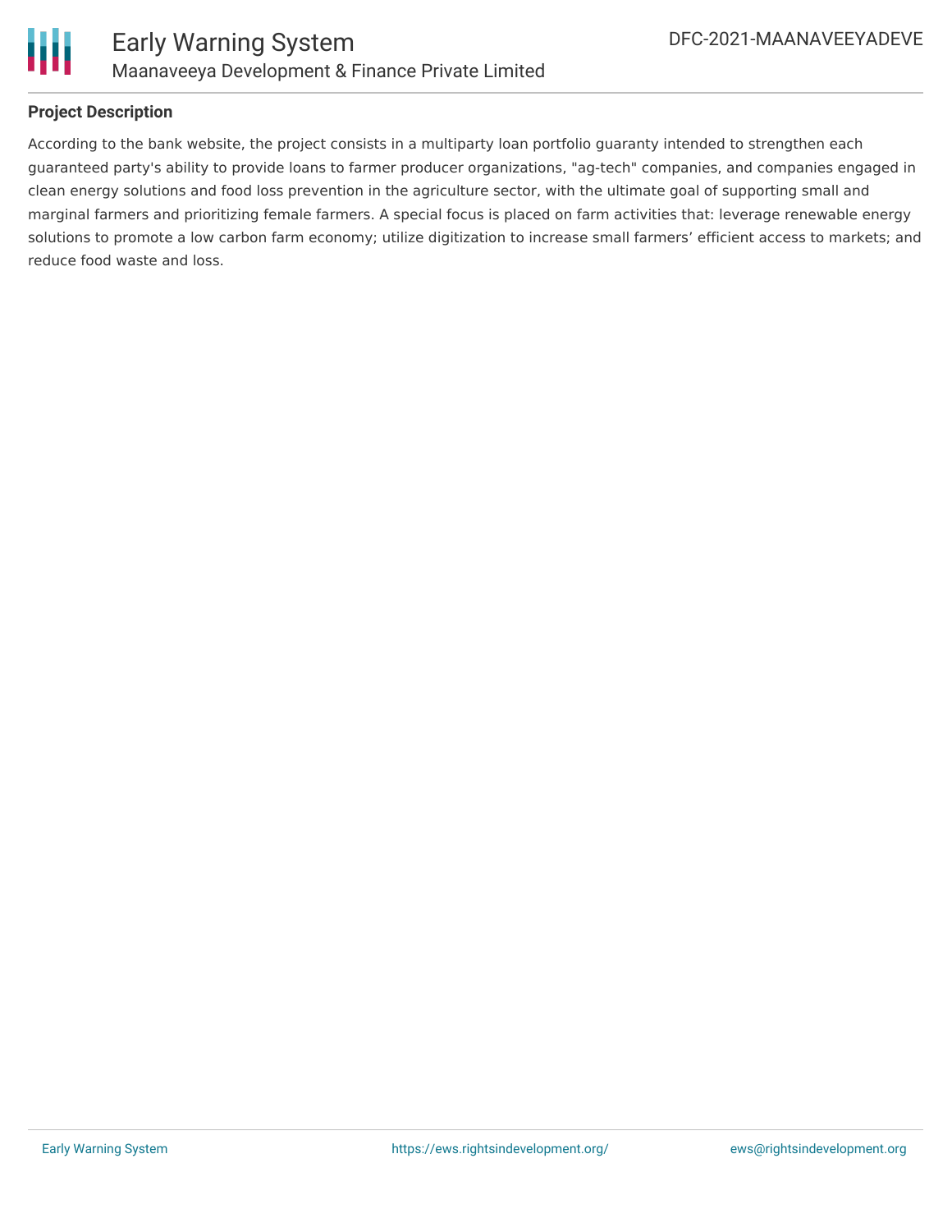## Project Description

According to the bank website, the project consists in a multiparty loan portfolio guaranty intended to strengthen each guaranteed party's ability to provide loans to farmer producer organizations, "ag-tech" companies, and companies engaged in clean energy solutions and food loss prevention in the agriculture sector, with the ultimate goal of supporting small and marginal farmers and prioritizing female farmers. A special focus is placed on farm activities that: leverage renewable energy solutions to promote a low carbon farm economy; utilize digitization to increase small farmers' efficient access to markets; and reduce food waste and loss.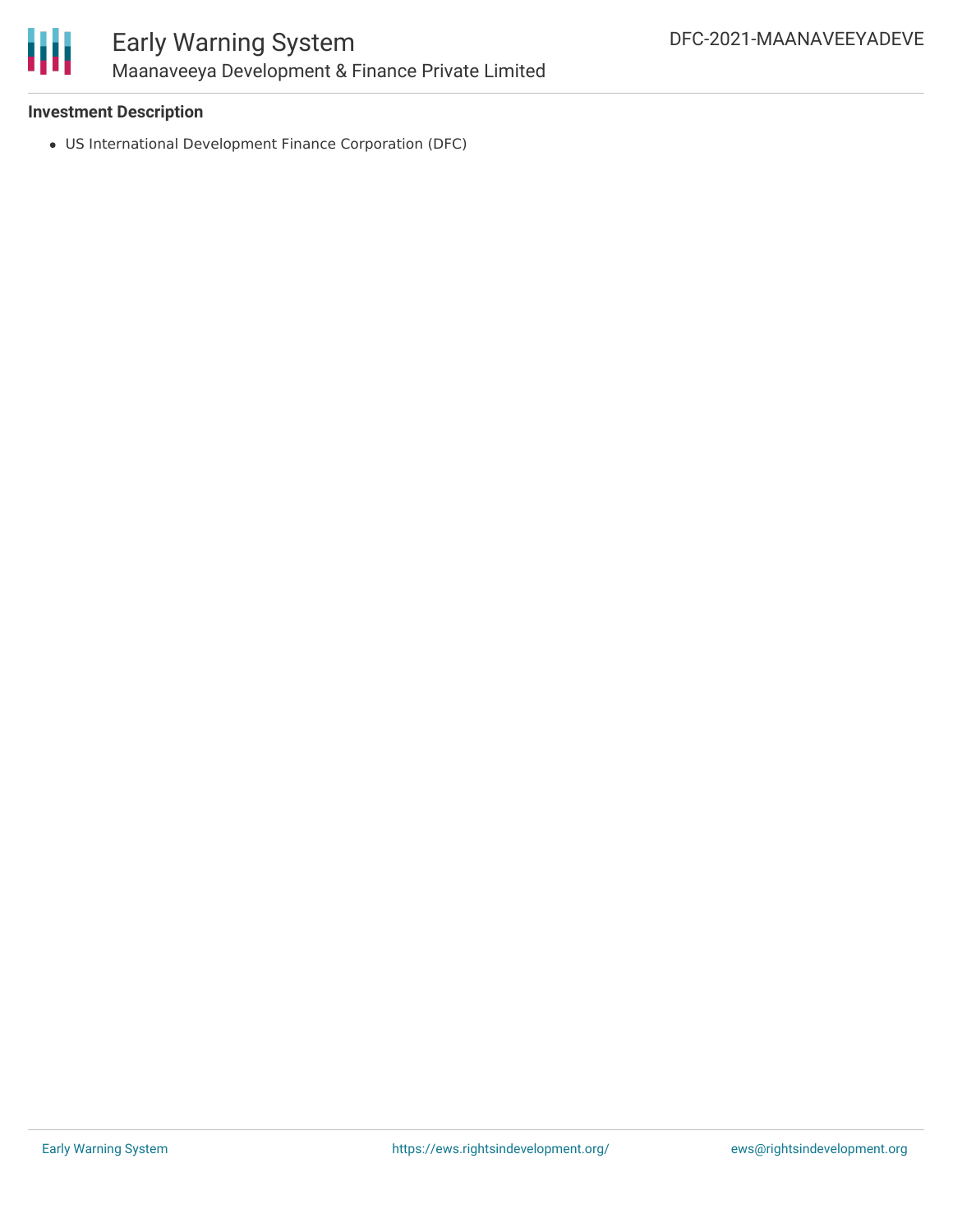### Investment Description

- US International Development Finance Corporation (DFC)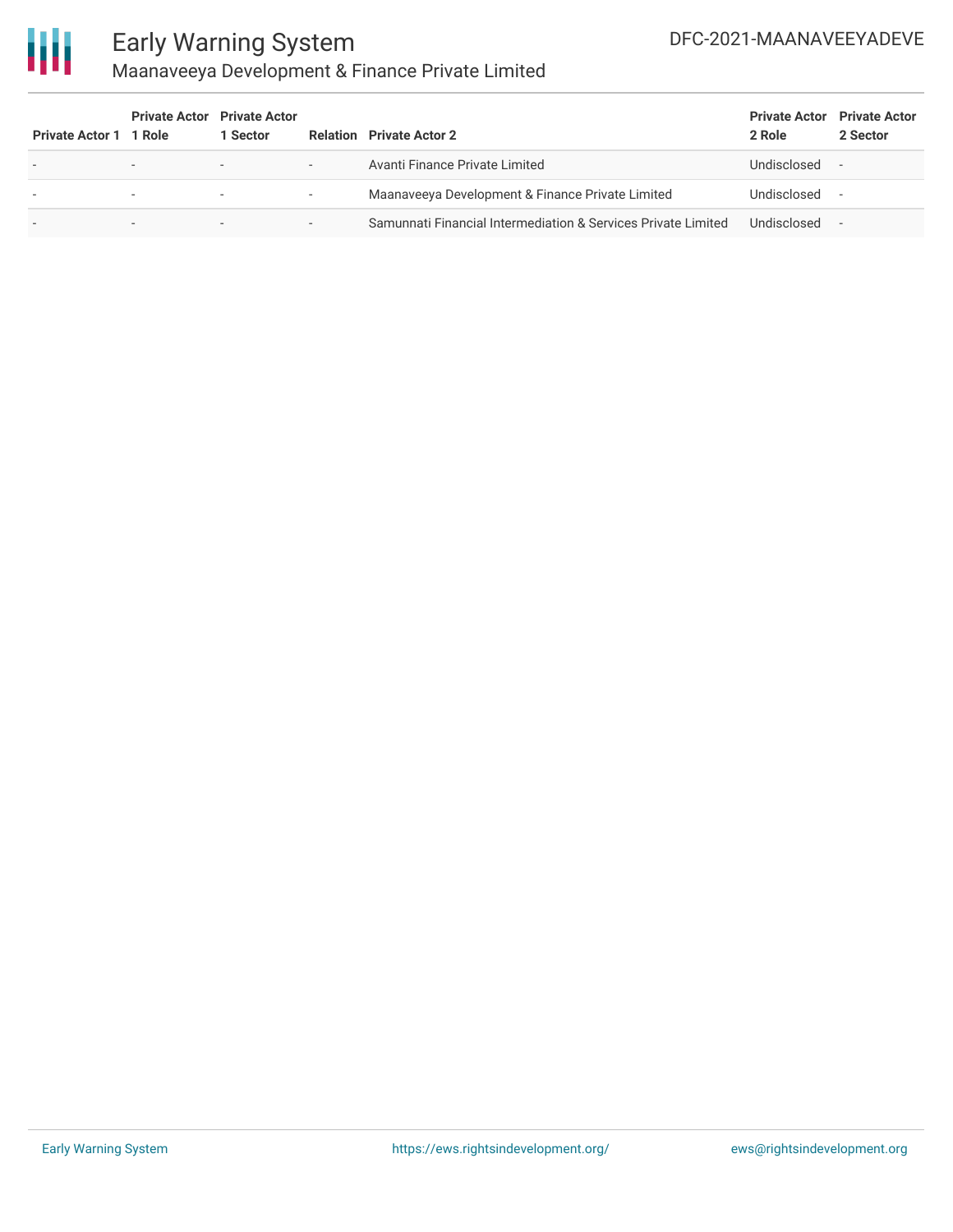| Private Actor 1 | Private Actor 1 Role | Private Actor 1 Sector | Relation | Private Actor 2 | Private Actor 2 Role | Private Actor 2 Sector |
|---|---|---|---|---|---|---|
| - | - | - | - | Avanti Finance Private Limited | Undisclosed | - |
| - | - | - | - | Maanaveeya Development & Finance Private Limited | Undisclosed | - |
| - | - | - | - | Samunnati Financial Intermediation & Services Private Limited | Undisclosed | - |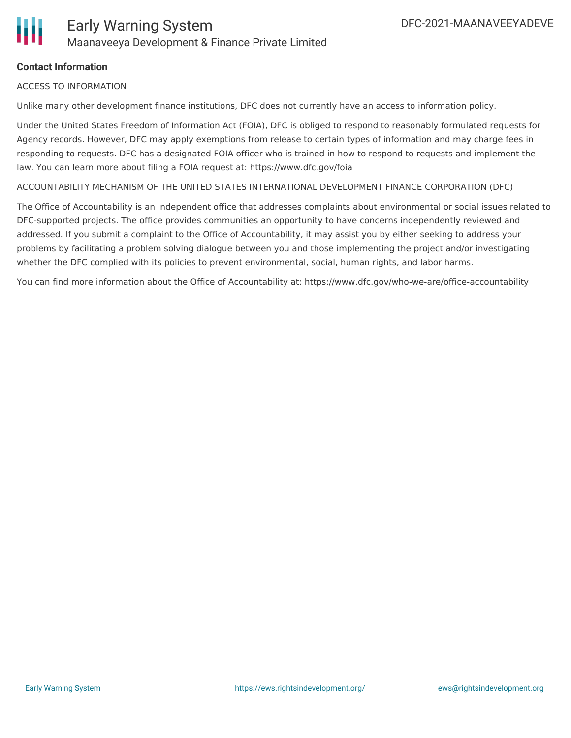**Contact Information**

ACCESS TO INFORMATION

Unlike many other development finance institutions, DFC does not currently have an access to information policy.

Under the United States Freedom of Information Act (FOIA), DFC is obliged to respond to reasonably formulated requests for Agency records. However, DFC may apply exemptions from release to certain types of information and may charge fees in responding to requests. DFC has a designated FOIA officer who is trained in how to respond to requests and implement the law. You can learn more about filing a FOIA request at: https://www.dfc.gov/foia

ACCOUNTABILITY MECHANISM OF THE UNITED STATES INTERNATIONAL DEVELOPMENT FINANCE CORPORATION (DFC)

The Office of Accountability is an independent office that addresses complaints about environmental or social issues related to DFC-supported projects. The office provides communities an opportunity to have concerns independently reviewed and addressed. If you submit a complaint to the Office of Accountability, it may assist you by either seeking to address your problems by facilitating a problem solving dialogue between you and those implementing the project and/or investigating whether the DFC complied with its policies to prevent environmental, social, human rights, and labor harms.

You can find more information about the Office of Accountability at: https://www.dfc.gov/who-we-are/office-accountability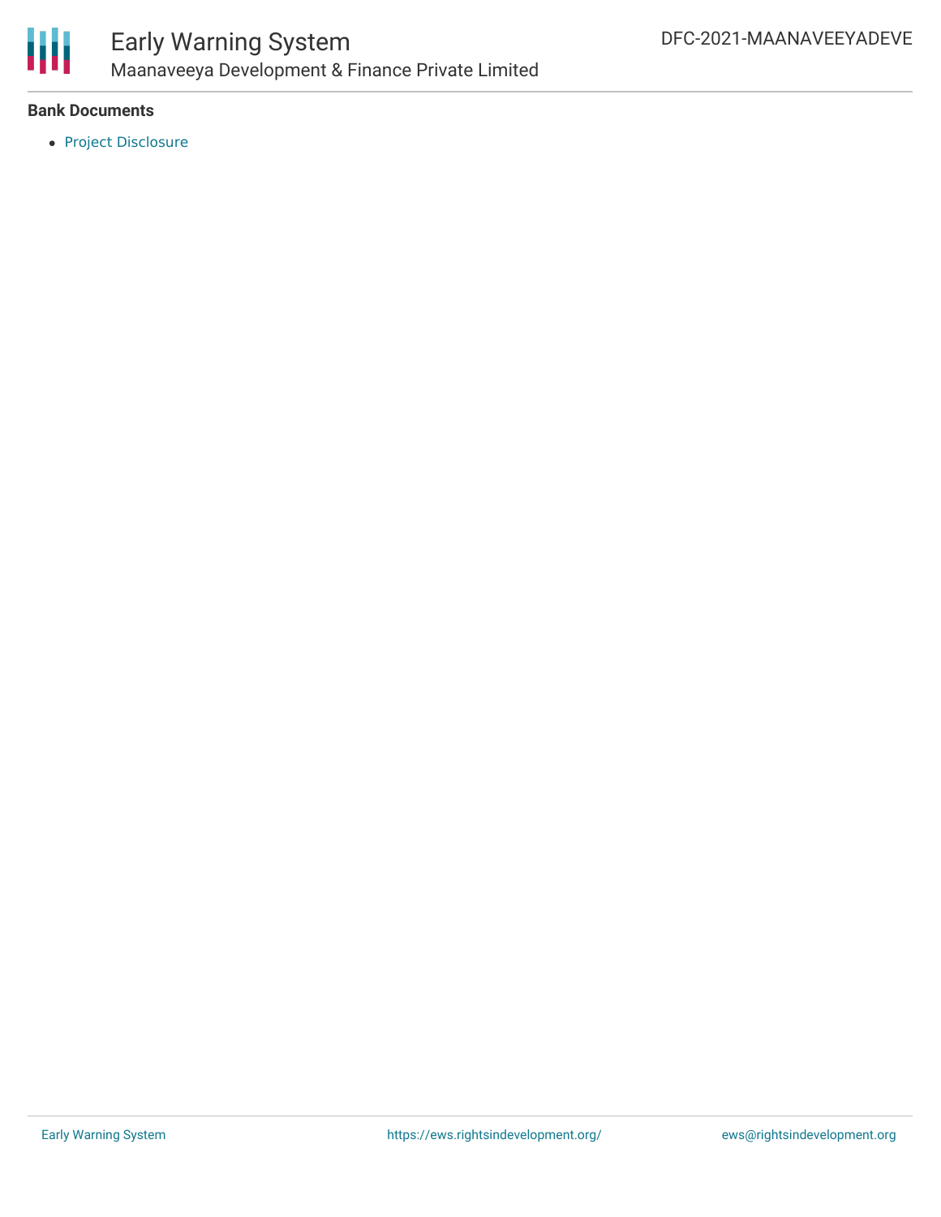**Bank Documents**

- Project Disclosure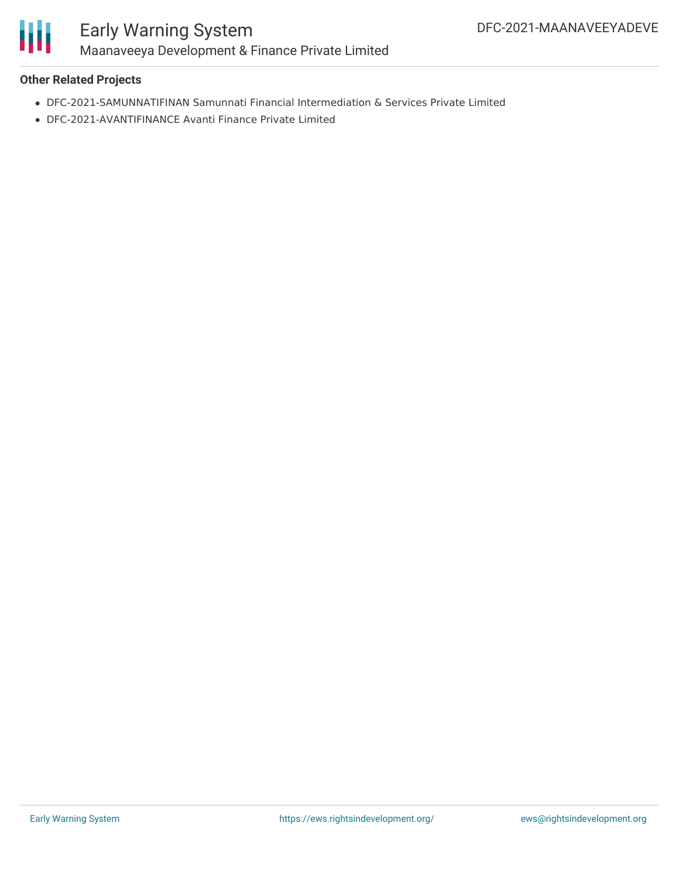**Other Related Projects**

- DFC-2021-SAMUNNATIFINAN Samunnati Financial Intermediation & Services Private Limited
- DFC-2021-AVANTIFINANCE Avanti Finance Private Limited